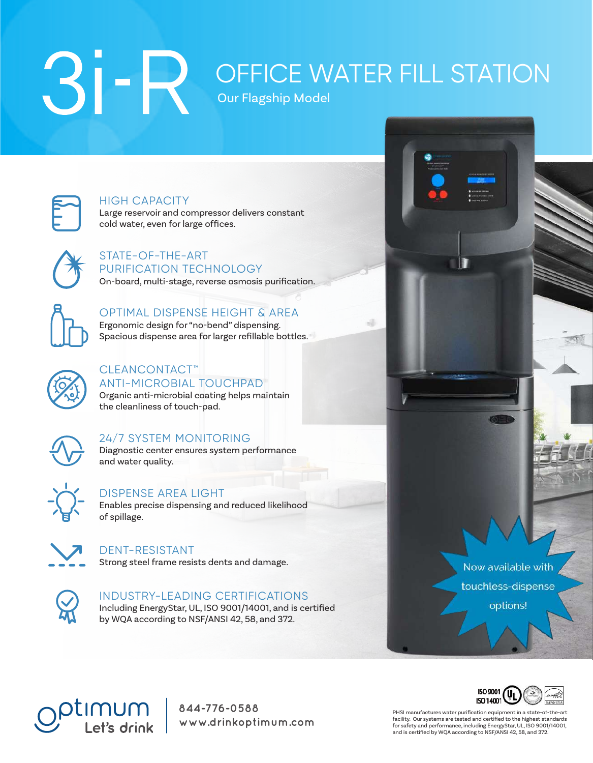# 3i-R

## OFFICE WATER FILL STATION

Our Flagship Model

### HIGH CAPACITY

Large reservoir and compressor delivers constant cold water, even for large offices.

### STATE-OF-THE-ART PURIFICATION TECHNOLOGY

On-board, multi-stage, reverse osmosis purification.

### OPTIMAL DISPENSE HEIGHT & AREA

Ergonomic design for "no-bend" dispensing.
Spacious dispense area for larger refillable bottles.

### CLEANCONTACT™ ANTI-MICROBIAL TOUCHPAD

Organic anti-microbial coating helps maintain the cleanliness of touch-pad.

### 24/7 SYSTEM MONITORING

Diagnostic center ensures system performance and water quality.

### DISPENSE AREA LIGHT

Enables precise dispensing and reduced likelihood of spillage.

### DENT-RESISTANT

Strong steel frame resists dents and damage.

### INDUSTRY-LEADING CERTIFICATIONS

Including EnergyStar, UL, ISO 9001/14001, and is certified by WQA according to NSF/ANSI 42, 58, and 372.

Now available with touchless-dispense options!

optimum
Let's drink

844-776-0588
www.drinkoptimum.com

ISO 9001
ISO 14001

PHSI manufactures water purification equipment in a state-of-the-art facility. Our systems are tested and certified to the highest standards for safety and performance, including EnergyStar, UL, ISO 9001/14001, and is certified by WQA according to NSF/ANSI 42, 58, and 372.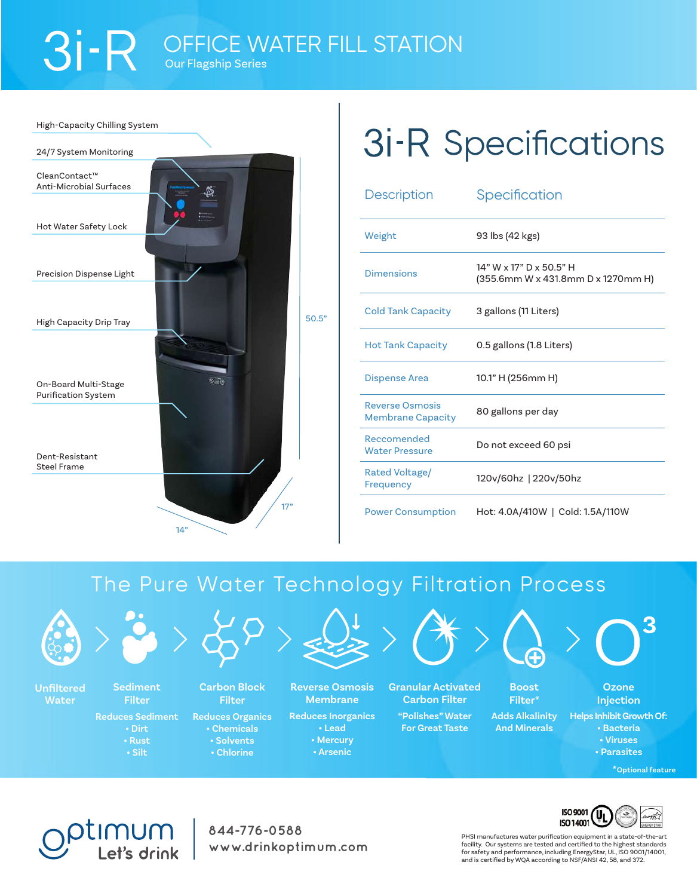# 3i-R OFFICE WATER FILL STATION

Our Flagship Series

High-Capacity Chilling System

24/7 System Monitoring

CleanContact™ Anti-Microbial Surfaces

Hot Water Safety Lock

Precision Dispense Light

High Capacity Drip Tray

On-Board Multi-Stage Purification System

Dent-Resistant Steel Frame

50.5"

17"

14"

## 3i-R Specifications

| Description | Specification |
|---|---|
| Weight | 93 lbs (42 kgs) |
| Dimensions | 14" W x 17" D x 50.5" H (355.6mm W x 431.8mm D x 1270mm H) |
| Cold Tank Capacity | 3 gallons (11 Liters) |
| Hot Tank Capacity | 0.5 gallons (1.8 Liters) |
| Dispense Area | 10.1" H (256mm H) |
| Reverse Osmosis Membrane Capacity | 80 gallons per day |
| Reccomended Water Pressure | Do not exceed 60 psi |
| Rated Voltage/ Frequency | 120v/60hz \| 220v/50hz |
| Power Consumption | Hot: 4.0A/410W \| Cold: 1.5A/110W |

## The Pure Water Technology Filtration Process

**Unfiltered Water**

**Sediment Filter**
Reduces Sediment
- Dirt
- Rust
- Silt

**Carbon Block Filter**
Reduces Organics
- Chemicals
- Solvents
- Chlorine

**Reverse Osmosis Membrane**
Reduces Inorganics
- Lead
- Mercury
- Arsenic

**Granular Activated Carbon Filter**
"Polishes" Water For Great Taste

**Boost Filter***
Adds Alkalinity And Minerals

**Ozone Injection**
Helps Inhibit Growth Of:
- Bacteria
- Viruses
- Parasites

*Optional feature

optimum Let's drink

844-776-0588
www.drinkoptimum.com

ISO 9001 ISO 14001

PHSI manufactures water purification equipment in a state-of-the-art facility. Our systems are tested and certified to the highest standards for safety and performance, including EnergyStar, UL, ISO 9001/14001, and is certified by WQA according to NSF/ANSI 42, 58, and 372.